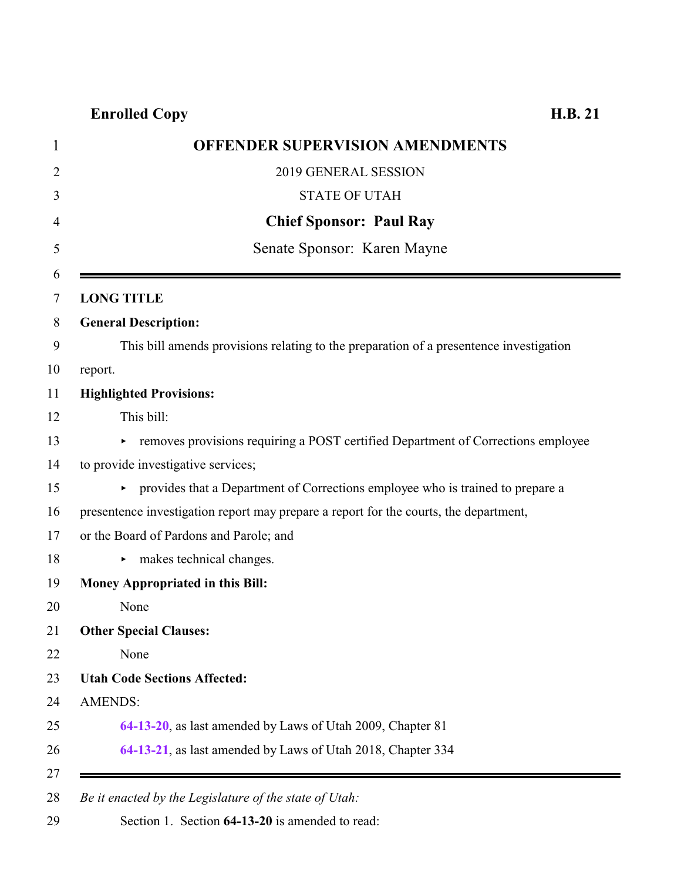**Enrolled Copy** **H.B. 21**

# OFFENDER SUPERVISION AMENDMENTS

2019 GENERAL SESSION

STATE OF UTAH

**Chief Sponsor: Paul Ray**

Senate Sponsor: Karen Mayne

---

**LONG TITLE**

**General Description:**

This bill amends provisions relating to the preparation of a presentence investigation report.

**Highlighted Provisions:**

This bill:

- removes provisions requiring a POST certified Department of Corrections employee to provide investigative services;
- provides that a Department of Corrections employee who is trained to prepare a presentence investigation report may prepare a report for the courts, the department, or the Board of Pardons and Parole; and
- makes technical changes.

**Money Appropriated in this Bill:**

None

**Other Special Clauses:**

None

**Utah Code Sections Affected:**

AMENDS:

**64-13-20**, as last amended by Laws of Utah 2009, Chapter 81

**64-13-21**, as last amended by Laws of Utah 2018, Chapter 334

---

*Be it enacted by the Legislature of the state of Utah:*

Section 1. Section **64-13-20** is amended to read: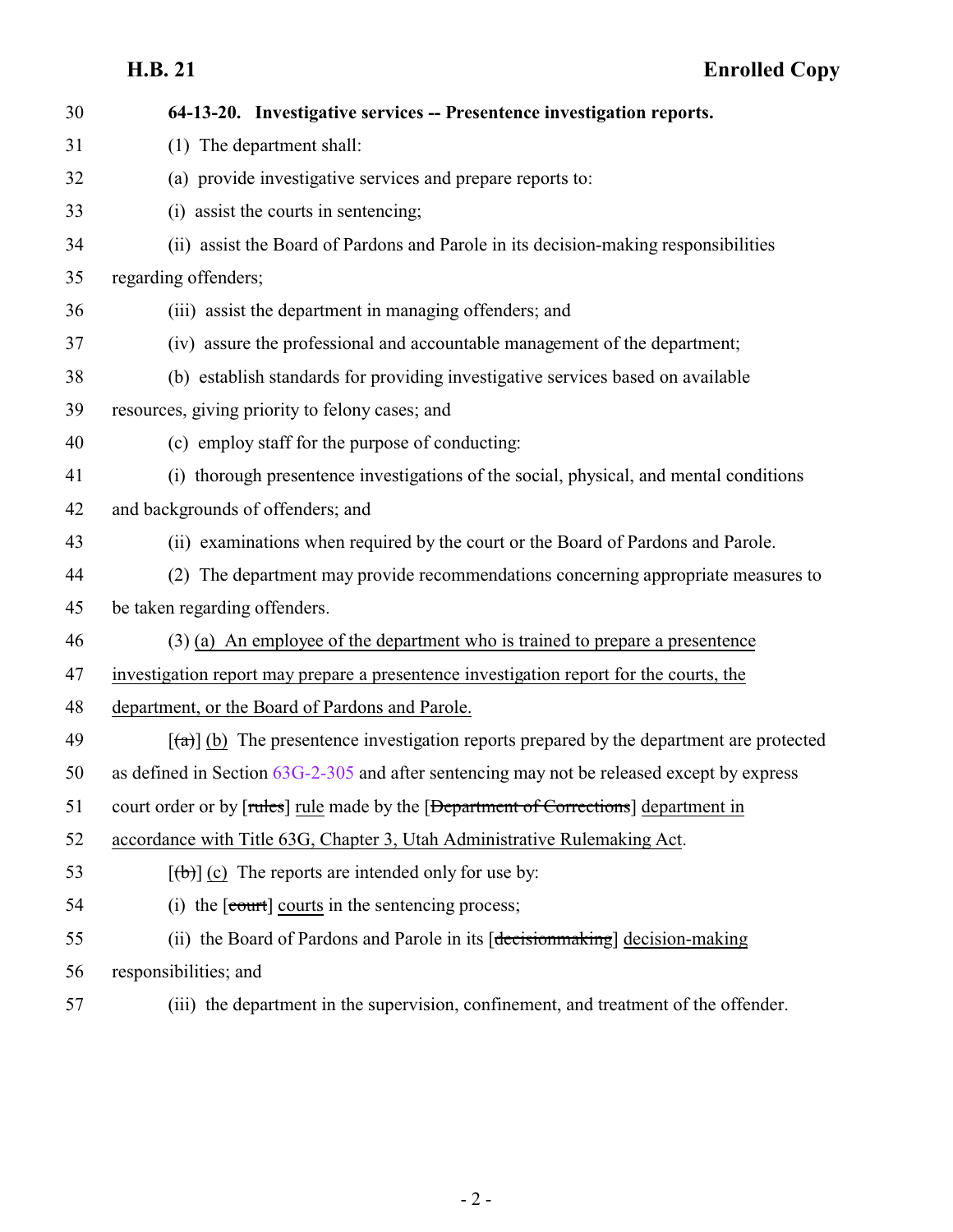**64-13-20. Investigative services -- Presentence investigation reports.**

(1) The department shall:

(a) provide investigative services and prepare reports to:

(i) assist the courts in sentencing;

(ii) assist the Board of Pardons and Parole in its decision-making responsibilities regarding offenders;

(iii) assist the department in managing offenders; and

(iv) assure the professional and accountable management of the department;

(b) establish standards for providing investigative services based on available resources, giving priority to felony cases; and

(c) employ staff for the purpose of conducting:

(i) thorough presentence investigations of the social, physical, and mental conditions and backgrounds of offenders; and

(ii) examinations when required by the court or the Board of Pardons and Parole.

(2) The department may provide recommendations concerning appropriate measures to be taken regarding offenders.

(3) (a) An employee of the department who is trained to prepare a presentence investigation report may prepare a presentence investigation report for the courts, the department, or the Board of Pardons and Parole.

[~~(a)~~] (b) The presentence investigation reports prepared by the department are protected as defined in Section 63G-2-305 and after sentencing may not be released except by express court order or by [~~rules~~] rule made by the [~~Department of Corrections~~] department in accordance with Title 63G, Chapter 3, Utah Administrative Rulemaking Act.

[~~(b)~~] (c) The reports are intended only for use by:

(i) the [~~court~~] courts in the sentencing process;

(ii) the Board of Pardons and Parole in its [~~decisionmaking~~] decision-making responsibilities; and

(iii) the department in the supervision, confinement, and treatment of the offender.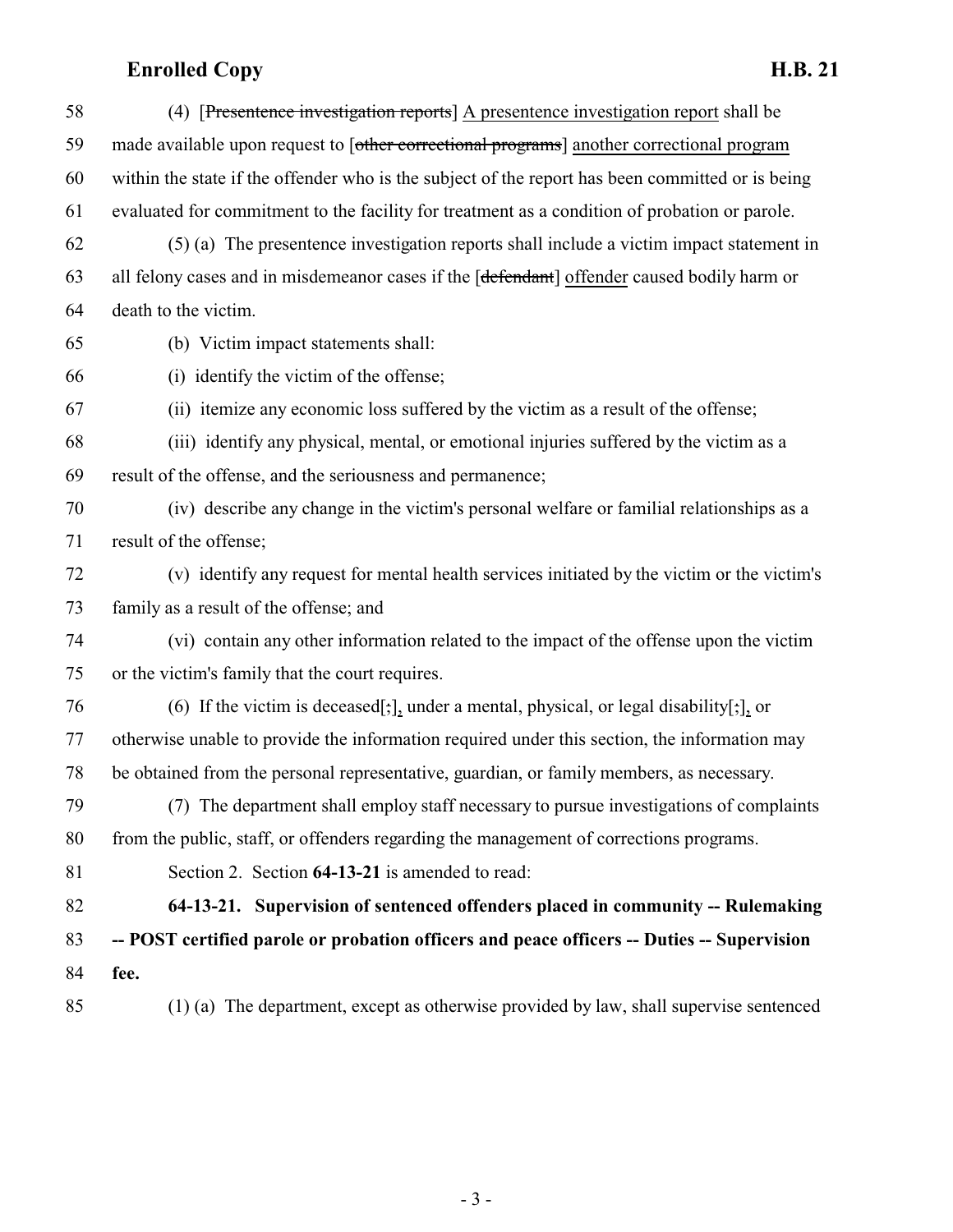(4) [~~Presentence investigation reports~~] <u>A presentence investigation report</u> shall be made available upon request to [~~other correctional programs~~] <u>another correctional program</u> within the state if the offender who is the subject of the report has been committed or is being evaluated for commitment to the facility for treatment as a condition of probation or parole.

(5) (a) The presentence investigation reports shall include a victim impact statement in all felony cases and in misdemeanor cases if the [~~defendant~~] <u>offender</u> caused bodily harm or death to the victim.

(b) Victim impact statements shall:

(i) identify the victim of the offense;

(ii) itemize any economic loss suffered by the victim as a result of the offense;

(iii) identify any physical, mental, or emotional injuries suffered by the victim as a result of the offense, and the seriousness and permanence;

(iv) describe any change in the victim's personal welfare or familial relationships as a result of the offense;

(v) identify any request for mental health services initiated by the victim or the victim's family as a result of the offense; and

(vi) contain any other information related to the impact of the offense upon the victim or the victim's family that the court requires.

(6) If the victim is deceased[~~;~~]<u>,</u> under a mental, physical, or legal disability[~~;~~]<u>,</u> or otherwise unable to provide the information required under this section, the information may be obtained from the personal representative, guardian, or family members, as necessary.

(7) The department shall employ staff necessary to pursue investigations of complaints from the public, staff, or offenders regarding the management of corrections programs.

Section 2. Section **64-13-21** is amended to read:

**64-13-21. Supervision of sentenced offenders placed in community -- Rulemaking -- POST certified parole or probation officers and peace officers -- Duties -- Supervision fee.**

(1) (a) The department, except as otherwise provided by law, shall supervise sentenced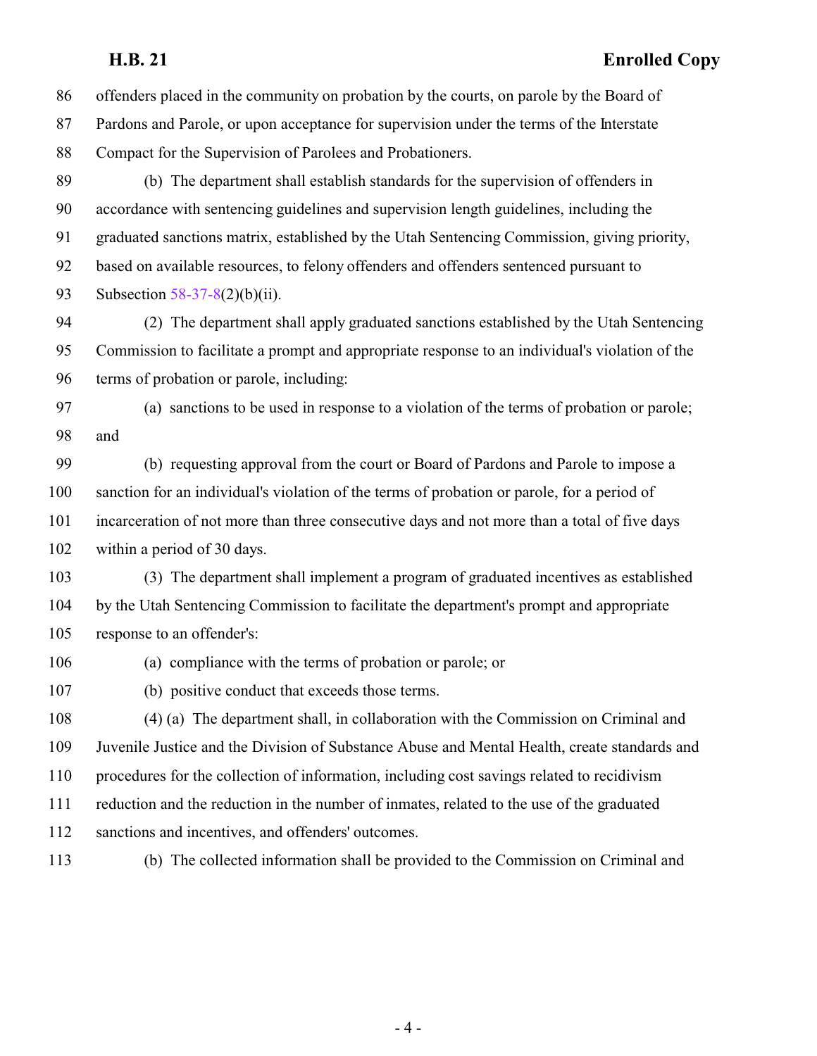offenders placed in the community on probation by the courts, on parole by the Board of Pardons and Parole, or upon acceptance for supervision under the terms of the Interstate Compact for the Supervision of Parolees and Probationers.

(b) The department shall establish standards for the supervision of offenders in accordance with sentencing guidelines and supervision length guidelines, including the graduated sanctions matrix, established by the Utah Sentencing Commission, giving priority, based on available resources, to felony offenders and offenders sentenced pursuant to Subsection 58-37-8(2)(b)(ii).

(2) The department shall apply graduated sanctions established by the Utah Sentencing Commission to facilitate a prompt and appropriate response to an individual's violation of the terms of probation or parole, including:

(a) sanctions to be used in response to a violation of the terms of probation or parole; and

(b) requesting approval from the court or Board of Pardons and Parole to impose a sanction for an individual's violation of the terms of probation or parole, for a period of incarceration of not more than three consecutive days and not more than a total of five days within a period of 30 days.

(3) The department shall implement a program of graduated incentives as established by the Utah Sentencing Commission to facilitate the department's prompt and appropriate response to an offender's:

(a) compliance with the terms of probation or parole; or

(b) positive conduct that exceeds those terms.

(4) (a) The department shall, in collaboration with the Commission on Criminal and Juvenile Justice and the Division of Substance Abuse and Mental Health, create standards and procedures for the collection of information, including cost savings related to recidivism reduction and the reduction in the number of inmates, related to the use of the graduated sanctions and incentives, and offenders' outcomes.

(b) The collected information shall be provided to the Commission on Criminal and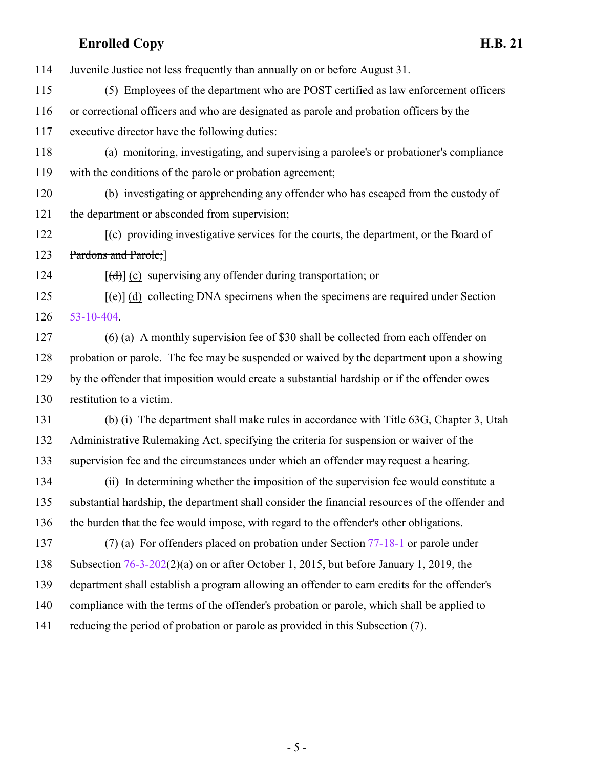114 Juvenile Justice not less frequently than annually on or before August 31.

115 (5) Employees of the department who are POST certified as law enforcement officers

116 or correctional officers and who are designated as parole and probation officers by the

117 executive director have the following duties:

118 (a) monitoring, investigating, and supervising a parolee's or probationer's compliance

119 with the conditions of the parole or probation agreement;

120 (b) investigating or apprehending any offender who has escaped from the custody of

121 the department or absconded from supervision;

122 [~~(c) providing investigative services for the courts, the department, or the Board of~~

123 ~~Pardons and Parole;~~]

124 [~~(d)~~] <u>(c)</u> supervising any offender during transportation; or

125 [~~(e)~~] <u>(d)</u> collecting DNA specimens when the specimens are required under Section

126 53-10-404.

127 (6) (a) A monthly supervision fee of $30 shall be collected from each offender on

128 probation or parole. The fee may be suspended or waived by the department upon a showing

129 by the offender that imposition would create a substantial hardship or if the offender owes

130 restitution to a victim.

131 (b) (i) The department shall make rules in accordance with Title 63G, Chapter 3, Utah

132 Administrative Rulemaking Act, specifying the criteria for suspension or waiver of the

133 supervision fee and the circumstances under which an offender may request a hearing.

134 (ii) In determining whether the imposition of the supervision fee would constitute a

135 substantial hardship, the department shall consider the financial resources of the offender and

136 the burden that the fee would impose, with regard to the offender's other obligations.

137 (7) (a) For offenders placed on probation under Section 77-18-1 or parole under

138 Subsection 76-3-202(2)(a) on or after October 1, 2015, but before January 1, 2019, the

139 department shall establish a program allowing an offender to earn credits for the offender's

140 compliance with the terms of the offender's probation or parole, which shall be applied to

141 reducing the period of probation or parole as provided in this Subsection (7).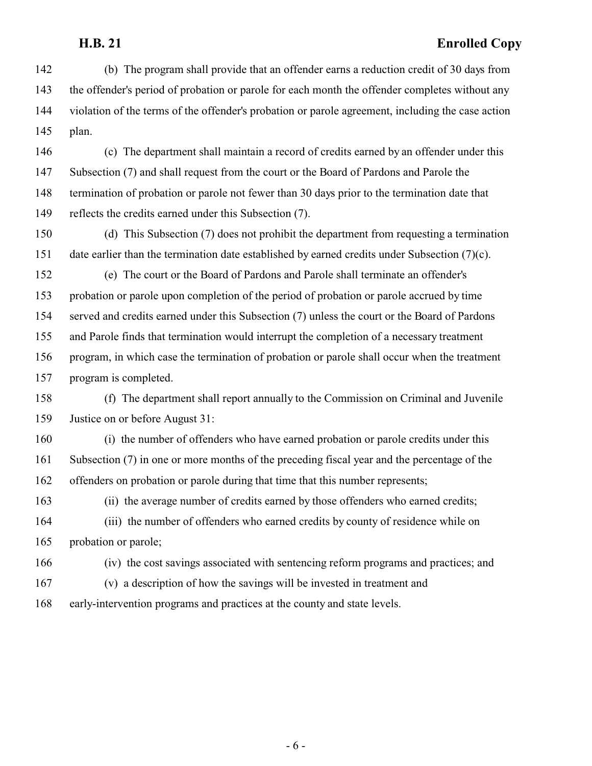(b) The program shall provide that an offender earns a reduction credit of 30 days from the offender's period of probation or parole for each month the offender completes without any violation of the terms of the offender's probation or parole agreement, including the case action plan.

(c) The department shall maintain a record of credits earned by an offender under this Subsection (7) and shall request from the court or the Board of Pardons and Parole the termination of probation or parole not fewer than 30 days prior to the termination date that reflects the credits earned under this Subsection (7).

(d) This Subsection (7) does not prohibit the department from requesting a termination date earlier than the termination date established by earned credits under Subsection (7)(c).

(e) The court or the Board of Pardons and Parole shall terminate an offender's probation or parole upon completion of the period of probation or parole accrued by time served and credits earned under this Subsection (7) unless the court or the Board of Pardons and Parole finds that termination would interrupt the completion of a necessary treatment program, in which case the termination of probation or parole shall occur when the treatment program is completed.

(f) The department shall report annually to the Commission on Criminal and Juvenile Justice on or before August 31:

(i) the number of offenders who have earned probation or parole credits under this Subsection (7) in one or more months of the preceding fiscal year and the percentage of the offenders on probation or parole during that time that this number represents;

(ii) the average number of credits earned by those offenders who earned credits;

(iii) the number of offenders who earned credits by county of residence while on probation or parole;

(iv) the cost savings associated with sentencing reform programs and practices; and

(v) a description of how the savings will be invested in treatment and early-intervention programs and practices at the county and state levels.